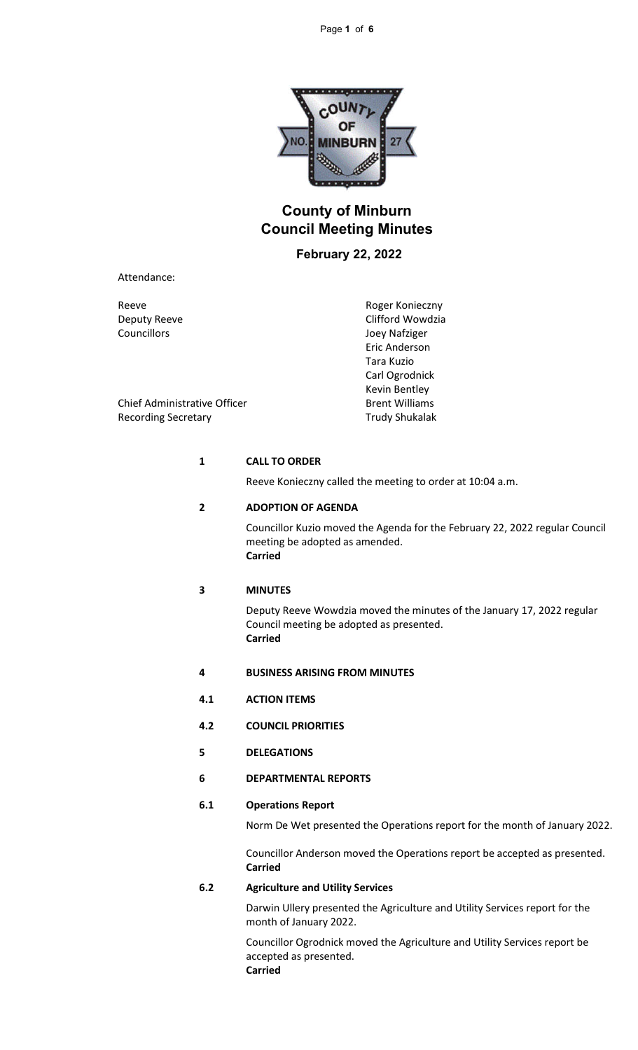# County of Minburn Council Meeting Minutes

## February 22, 2022

Attendance:

| | |
|---|---|
| Reeve | Roger Konieczny |
| Deputy Reeve | Clifford Wowdzia |
| Councillors | Joey Nafziger |
| | Eric Anderson |
| | Tara Kuzio |
| | Carl Ogrodnick |
| | Kevin Bentley |
| Chief Administrative Officer | Brent Williams |
| Recording Secretary | Trudy Shukalak |

**1 CALL TO ORDER**

Reeve Konieczny called the meeting to order at 10:04 a.m.

**2 ADOPTION OF AGENDA**

Councillor Kuzio moved the Agenda for the February 22, 2022 regular Council meeting be adopted as amended.
**Carried**

**3 MINUTES**

Deputy Reeve Wowdzia moved the minutes of the January 17, 2022 regular Council meeting be adopted as presented.
**Carried**

**4 BUSINESS ARISING FROM MINUTES**

**4.1 ACTION ITEMS**

**4.2 COUNCIL PRIORITIES**

**5 DELEGATIONS**

**6 DEPARTMENTAL REPORTS**

**6.1 Operations Report**

Norm De Wet presented the Operations report for the month of January 2022.

Councillor Anderson moved the Operations report be accepted as presented.
**Carried**

**6.2 Agriculture and Utility Services**

Darwin Ullery presented the Agriculture and Utility Services report for the month of January 2022.

Councillor Ogrodnick moved the Agriculture and Utility Services report be accepted as presented.
**Carried**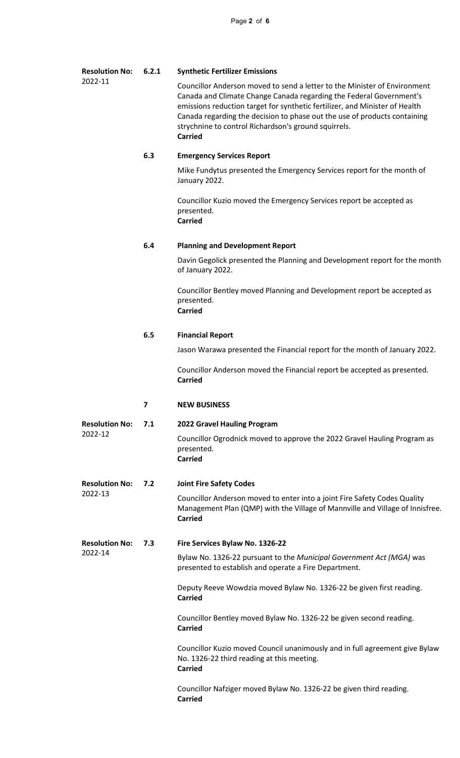**Resolution No:** 2022-11

**6.2.1 Synthetic Fertilizer Emissions**

Councillor Anderson moved to send a letter to the Minister of Environment Canada and Climate Change Canada regarding the Federal Government's emissions reduction target for synthetic fertilizer, and Minister of Health Canada regarding the decision to phase out the use of products containing strychnine to control Richardson's ground squirrels.
**Carried**

**6.3 Emergency Services Report**

Mike Fundytus presented the Emergency Services report for the month of January 2022.

Councillor Kuzio moved the Emergency Services report be accepted as presented.
**Carried**

**6.4 Planning and Development Report**

Davin Gegolick presented the Planning and Development report for the month of January 2022.

Councillor Bentley moved Planning and Development report be accepted as presented.
**Carried**

**6.5 Financial Report**

Jason Warawa presented the Financial report for the month of January 2022.

Councillor Anderson moved the Financial report be accepted as presented.
**Carried**

## 7 NEW BUSINESS

**Resolution No:** 2022-12

**7.1 2022 Gravel Hauling Program**

Councillor Ogrodnick moved to approve the 2022 Gravel Hauling Program as presented.
**Carried**

**Resolution No:** 2022-13

**7.2 Joint Fire Safety Codes**

Councillor Anderson moved to enter into a joint Fire Safety Codes Quality Management Plan (QMP) with the Village of Mannville and Village of Innisfree.
**Carried**

**Resolution No:** 2022-14

**7.3 Fire Services Bylaw No. 1326-22**

Bylaw No. 1326-22 pursuant to the *Municipal Government Act (MGA)* was presented to establish and operate a Fire Department.

Deputy Reeve Wowdzia moved Bylaw No. 1326-22 be given first reading.
**Carried**

Councillor Bentley moved Bylaw No. 1326-22 be given second reading.
**Carried**

Councillor Kuzio moved Council unanimously and in full agreement give Bylaw No. 1326-22 third reading at this meeting.
**Carried**

Councillor Nafziger moved Bylaw No. 1326-22 be given third reading.
**Carried**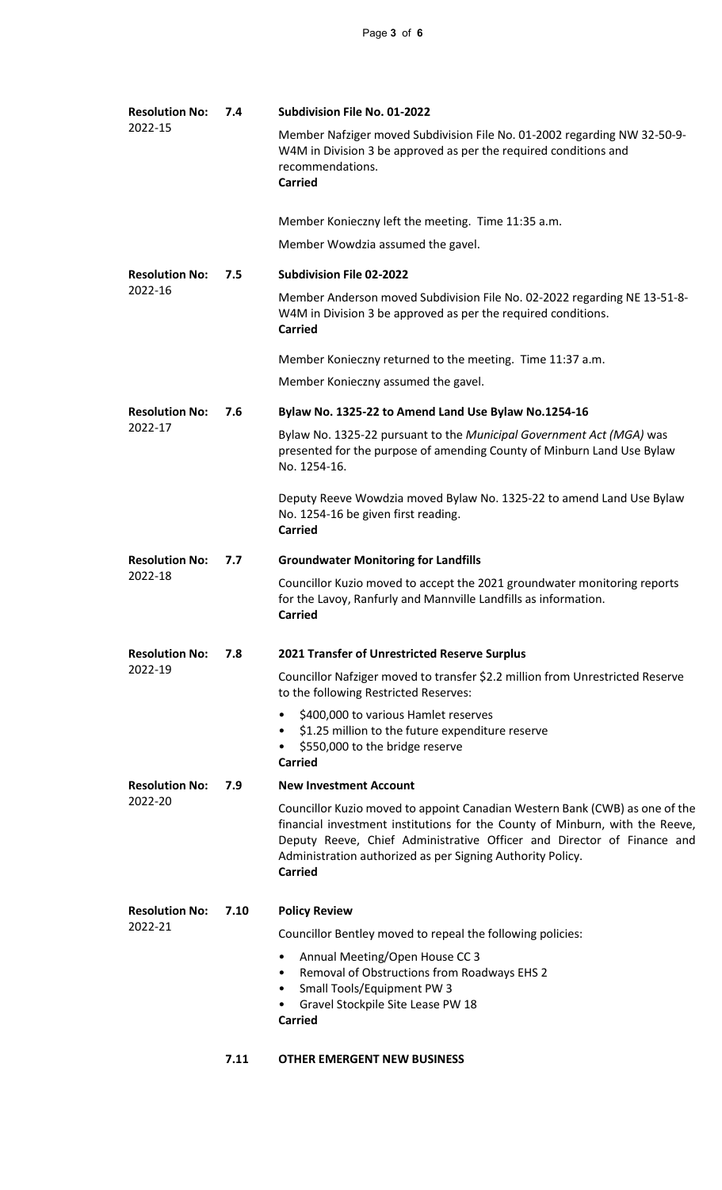**Resolution No:** 2022-15 **7.4** **Subdivision File No. 01-2022**

Member Nafziger moved Subdivision File No. 01-2002 regarding NW 32-50-9-W4M in Division 3 be approved as per the required conditions and recommendations.
**Carried**

Member Konieczny left the meeting. Time 11:35 a.m.

Member Wowdzia assumed the gavel.

**Resolution No:** 2022-16 **7.5** **Subdivision File 02-2022**

Member Anderson moved Subdivision File No. 02-2022 regarding NE 13-51-8-W4M in Division 3 be approved as per the required conditions.
**Carried**

Member Konieczny returned to the meeting. Time 11:37 a.m.

Member Konieczny assumed the gavel.

**Resolution No:** 2022-17 **7.6** **Bylaw No. 1325-22 to Amend Land Use Bylaw No.1254-16**

Bylaw No. 1325-22 pursuant to the *Municipal Government Act (MGA)* was presented for the purpose of amending County of Minburn Land Use Bylaw No. 1254-16.

Deputy Reeve Wowdzia moved Bylaw No. 1325-22 to amend Land Use Bylaw No. 1254-16 be given first reading.
**Carried**

**Resolution No:** 2022-18 **7.7** **Groundwater Monitoring for Landfills**

Councillor Kuzio moved to accept the 2021 groundwater monitoring reports for the Lavoy, Ranfurly and Mannville Landfills as information.
**Carried**

**Resolution No:** 2022-19 **7.8** **2021 Transfer of Unrestricted Reserve Surplus**

Councillor Nafziger moved to transfer $2.2 million from Unrestricted Reserve to the following Restricted Reserves:

- $400,000 to various Hamlet reserves
- $1.25 million to the future expenditure reserve
- $550,000 to the bridge reserve

**Carried**

**Resolution No:** 2022-20 **7.9** **New Investment Account**

Councillor Kuzio moved to appoint Canadian Western Bank (CWB) as one of the financial investment institutions for the County of Minburn, with the Reeve, Deputy Reeve, Chief Administrative Officer and Director of Finance and Administration authorized as per Signing Authority Policy.
**Carried**

**Resolution No:** 2022-21 **7.10** **Policy Review**

Councillor Bentley moved to repeal the following policies:

- Annual Meeting/Open House CC 3
- Removal of Obstructions from Roadways EHS 2
- Small Tools/Equipment PW 3
- Gravel Stockpile Site Lease PW 18

**Carried**

**7.11** **OTHER EMERGENT NEW BUSINESS**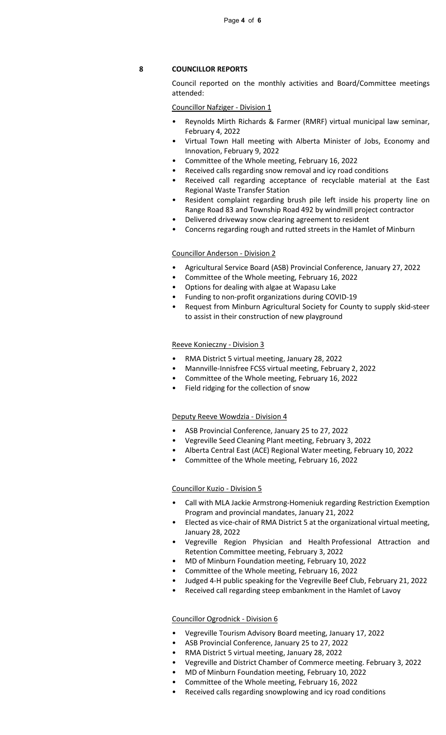## 8 COUNCILLOR REPORTS

Council reported on the monthly activities and Board/Committee meetings attended:

Councillor Nafziger - Division 1

- Reynolds Mirth Richards & Farmer (RMRF) virtual municipal law seminar, February 4, 2022
- Virtual Town Hall meeting with Alberta Minister of Jobs, Economy and Innovation, February 9, 2022
- Committee of the Whole meeting, February 16, 2022
- Received calls regarding snow removal and icy road conditions
- Received call regarding acceptance of recyclable material at the East Regional Waste Transfer Station
- Resident complaint regarding brush pile left inside his property line on Range Road 83 and Township Road 492 by windmill project contractor
- Delivered driveway snow clearing agreement to resident
- Concerns regarding rough and rutted streets in the Hamlet of Minburn

Councillor Anderson - Division 2

- Agricultural Service Board (ASB) Provincial Conference, January 27, 2022
- Committee of the Whole meeting, February 16, 2022
- Options for dealing with algae at Wapasu Lake
- Funding to non-profit organizations during COVID-19
- Request from Minburn Agricultural Society for County to supply skid-steer to assist in their construction of new playground

Reeve Konieczny - Division 3

- RMA District 5 virtual meeting, January 28, 2022
- Mannville-Innisfree FCSS virtual meeting, February 2, 2022
- Committee of the Whole meeting, February 16, 2022
- Field ridging for the collection of snow

Deputy Reeve Wowdzia - Division 4

- ASB Provincial Conference, January 25 to 27, 2022
- Vegreville Seed Cleaning Plant meeting, February 3, 2022
- Alberta Central East (ACE) Regional Water meeting, February 10, 2022
- Committee of the Whole meeting, February 16, 2022

Councillor Kuzio - Division 5

- Call with MLA Jackie Armstrong-Homeniuk regarding Restriction Exemption Program and provincial mandates, January 21, 2022
- Elected as vice-chair of RMA District 5 at the organizational virtual meeting, January 28, 2022
- Vegreville Region Physician and Health Professional Attraction and Retention Committee meeting, February 3, 2022
- MD of Minburn Foundation meeting, February 10, 2022
- Committee of the Whole meeting, February 16, 2022
- Judged 4-H public speaking for the Vegreville Beef Club, February 21, 2022
- Received call regarding steep embankment in the Hamlet of Lavoy

Councillor Ogrodnick - Division 6

- Vegreville Tourism Advisory Board meeting, January 17, 2022
- ASB Provincial Conference, January 25 to 27, 2022
- RMA District 5 virtual meeting, January 28, 2022
- Vegreville and District Chamber of Commerce meeting. February 3, 2022
- MD of Minburn Foundation meeting, February 10, 2022
- Committee of the Whole meeting, February 16, 2022
- Received calls regarding snowplowing and icy road conditions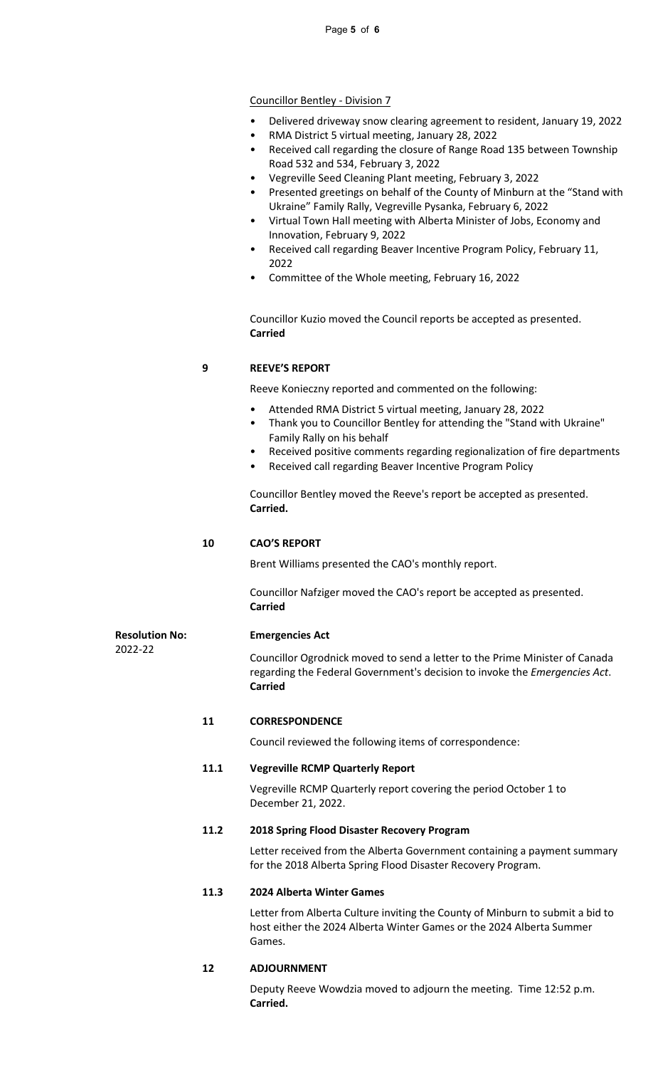Councillor Bentley - Division 7

- Delivered driveway snow clearing agreement to resident, January 19, 2022
- RMA District 5 virtual meeting, January 28, 2022
- Received call regarding the closure of Range Road 135 between Township Road 532 and 534, February 3, 2022
- Vegreville Seed Cleaning Plant meeting, February 3, 2022
- Presented greetings on behalf of the County of Minburn at the "Stand with Ukraine" Family Rally, Vegreville Pysanka, February 6, 2022
- Virtual Town Hall meeting with Alberta Minister of Jobs, Economy and Innovation, February 9, 2022
- Received call regarding Beaver Incentive Program Policy, February 11, 2022
- Committee of the Whole meeting, February 16, 2022

Councillor Kuzio moved the Council reports be accepted as presented.
**Carried**

## 9 REEVE'S REPORT

Reeve Konieczny reported and commented on the following:

- Attended RMA District 5 virtual meeting, January 28, 2022
- Thank you to Councillor Bentley for attending the "Stand with Ukraine" Family Rally on his behalf
- Received positive comments regarding regionalization of fire departments
- Received call regarding Beaver Incentive Program Policy

Councillor Bentley moved the Reeve's report be accepted as presented.
**Carried.**

## 10 CAO'S REPORT

Brent Williams presented the CAO's monthly report.

Councillor Nafziger moved the CAO's report be accepted as presented.
**Carried**

**Resolution No:** 2022-22

**Emergencies Act**

Councillor Ogrodnick moved to send a letter to the Prime Minister of Canada regarding the Federal Government's decision to invoke the *Emergencies Act*.
**Carried**

## 11 CORRESPONDENCE

Council reviewed the following items of correspondence:

### 11.1 Vegreville RCMP Quarterly Report

Vegreville RCMP Quarterly report covering the period October 1 to December 21, 2022.

### 11.2 2018 Spring Flood Disaster Recovery Program

Letter received from the Alberta Government containing a payment summary for the 2018 Alberta Spring Flood Disaster Recovery Program.

### 11.3 2024 Alberta Winter Games

Letter from Alberta Culture inviting the County of Minburn to submit a bid to host either the 2024 Alberta Winter Games or the 2024 Alberta Summer Games.

## 12 ADJOURNMENT

Deputy Reeve Wowdzia moved to adjourn the meeting. Time 12:52 p.m.
**Carried.**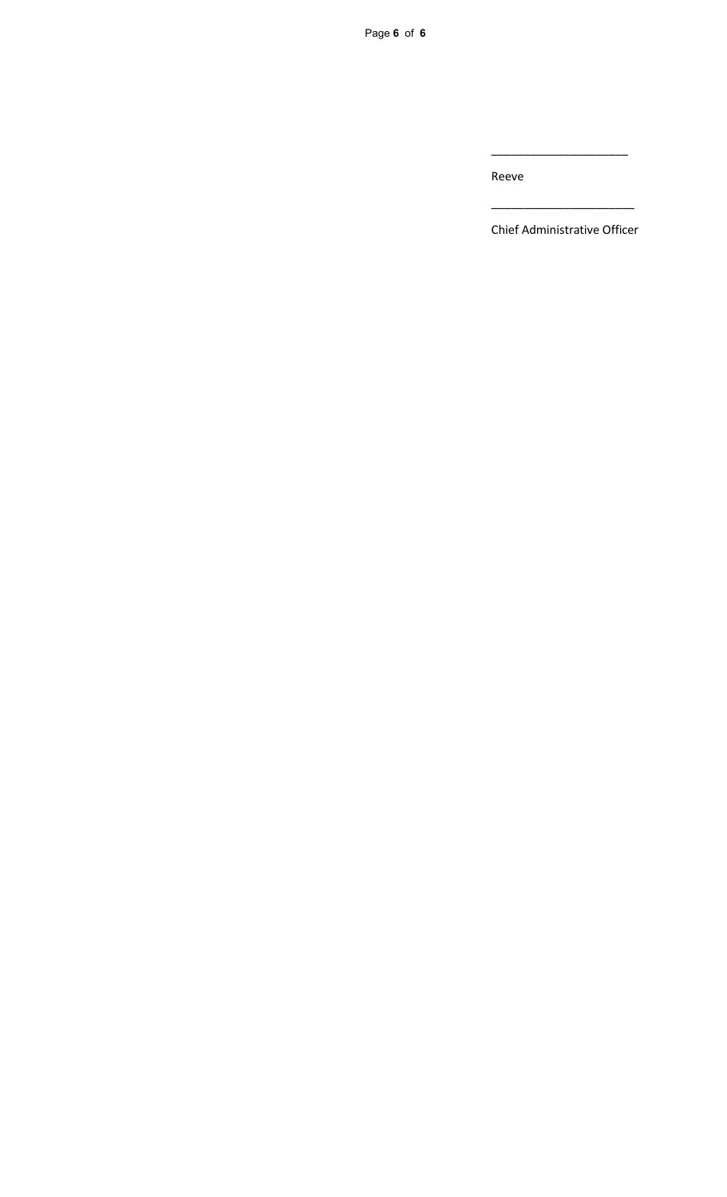______________________

Reeve

______________________

Chief Administrative Officer